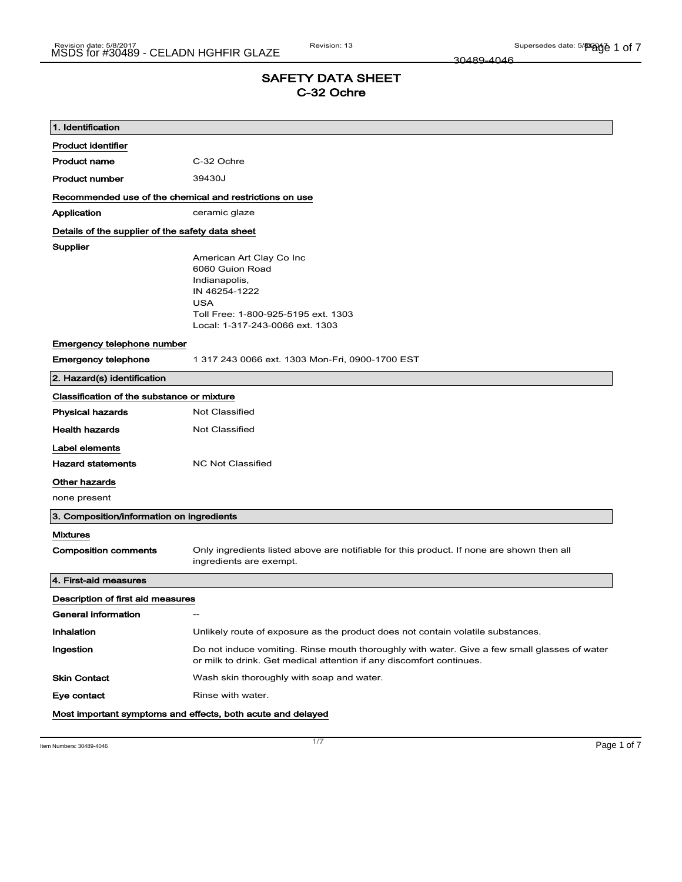# SAFETY DATA SHEET
## C-32 Ochre

## 1. Identification

**Product identifier**

| | |
|---|---|
| **Product name** | C-32 Ochre |
| **Product number** | 39430J |

**Recommended use of the chemical and restrictions on use**

| | |
|---|---|
| **Application** | ceramic glaze |

**Details of the supplier of the safety data sheet**

**Supplier**

American Art Clay Co Inc
6060 Guion Road
Indianapolis,
IN 46254-1222
USA
Toll Free: 1-800-925-5195 ext. 1303
Local: 1-317-243-0066 ext. 1303

**Emergency telephone number**

| | |
|---|---|
| **Emergency telephone** | 1 317 243 0066 ext. 1303 Mon-Fri, 0900-1700 EST |

## 2. Hazard(s) identification

**Classification of the substance or mixture**

| | |
|---|---|
| **Physical hazards** | Not Classified |
| **Health hazards** | Not Classified |

**Label elements**

| | |
|---|---|
| **Hazard statements** | NC Not Classified |

**Other hazards**

none present

## 3. Composition/information on ingredients

**Mixtures**

| | |
|---|---|
| **Composition comments** | Only ingredients listed above are notifiable for this product. If none are shown then all ingredients are exempt. |

## 4. First-aid measures

**Description of first aid measures**

| | |
|---|---|
| **General information** | -- |
| **Inhalation** | Unlikely route of exposure as the product does not contain volatile substances. |
| **Ingestion** | Do not induce vomiting. Rinse mouth thoroughly with water. Give a few small glasses of water or milk to drink. Get medical attention if any discomfort continues. |
| **Skin Contact** | Wash skin thoroughly with soap and water. |
| **Eye contact** | Rinse with water. |

**Most important symptoms and effects, both acute and delayed**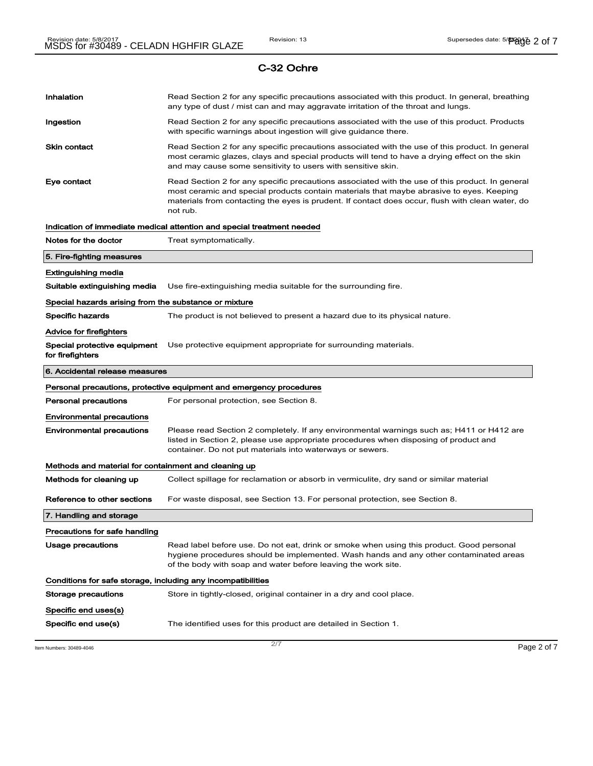## C-32 Ochre

| | |
|---|---|
| **Inhalation** | Read Section 2 for any specific precautions associated with this product. In general, breathing any type of dust / mist can and may aggravate irritation of the throat and lungs. |
| **Ingestion** | Read Section 2 for any specific precautions associated with the use of this product. Products with specific warnings about ingestion will give guidance there. |
| **Skin contact** | Read Section 2 for any specific precautions associated with the use of this product. In general most ceramic glazes, clays and special products will tend to have a drying effect on the skin and may cause some sensitivity to users with sensitive skin. |
| **Eye contact** | Read Section 2 for any specific precautions associated with the use of this product. In general most ceramic and special products contain materials that maybe abrasive to eyes. Keeping materials from contacting the eyes is prudent. If contact does occur, flush with clean water, do not rub. |

**Indication of immediate medical attention and special treatment needed**

| | |
|---|---|
| **Notes for the doctor** | Treat symptomatically. |

### 5. Fire-fighting measures

**Extinguishing media**

| | |
|---|---|
| **Suitable extinguishing media** | Use fire-extinguishing media suitable for the surrounding fire. |

**Special hazards arising from the substance or mixture**

| | |
|---|---|
| **Specific hazards** | The product is not believed to present a hazard due to its physical nature. |

**Advice for firefighters**

| | |
|---|---|
| **Special protective equipment for firefighters** | Use protective equipment appropriate for surrounding materials. |

### 6. Accidental release measures

**Personal precautions, protective equipment and emergency procedures**

| | |
|---|---|
| **Personal precautions** | For personal protection, see Section 8. |

**Environmental precautions**

| | |
|---|---|
| **Environmental precautions** | Please read Section 2 completely. If any environmental warnings such as; H411 or H412 are listed in Section 2, please use appropriate procedures when disposing of product and container. Do not put materials into waterways or sewers. |

**Methods and material for containment and cleaning up**

| | |
|---|---|
| **Methods for cleaning up** | Collect spillage for reclamation or absorb in vermiculite, dry sand or similar material |
| **Reference to other sections** | For waste disposal, see Section 13. For personal protection, see Section 8. |

### 7. Handling and storage

**Precautions for safe handling**

| | |
|---|---|
| **Usage precautions** | Read label before use. Do not eat, drink or smoke when using this product. Good personal hygiene procedures should be implemented. Wash hands and any other contaminated areas of the body with soap and water before leaving the work site. |

**Conditions for safe storage, including any incompatibilities**

| | |
|---|---|
| **Storage precautions** | Store in tightly-closed, original container in a dry and cool place. |

**Specific end uses(s)**

| | |
|---|---|
| **Specific end use(s)** | The identified uses for this product are detailed in Section 1. |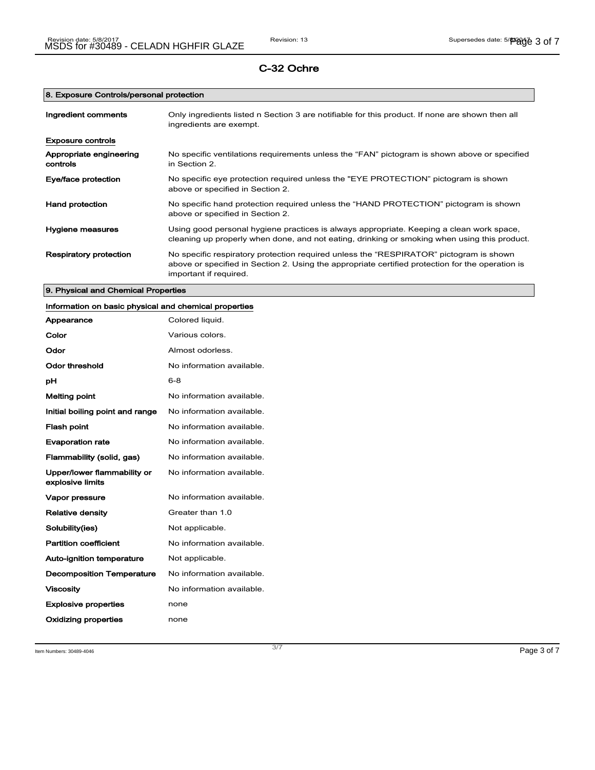# C-32 Ochre

## 8. Exposure Controls/personal protection

| | |
|---|---|
| **Ingredient comments** | Only ingredients listed n Section 3 are notifiable for this product. If none are shown then all ingredients are exempt. |

**Exposure controls**

| | |
|---|---|
| **Appropriate engineering controls** | No specific ventilations requirements unless the "FAN" pictogram is shown above or specified in Section 2. |
| **Eye/face protection** | No specific eye protection required unless the "EYE PROTECTION" pictogram is shown above or specified in Section 2. |
| **Hand protection** | No specific hand protection required unless the "HAND PROTECTION" pictogram is shown above or specified in Section 2. |
| **Hygiene measures** | Using good personal hygiene practices is always appropriate. Keeping a clean work space, cleaning up properly when done, and not eating, drinking or smoking when using this product. |
| **Respiratory protection** | No specific respiratory protection required unless the "RESPIRATOR" pictogram is shown above or specified in Section 2. Using the appropriate certified protection for the operation is important if required. |

## 9. Physical and Chemical Properties

**Information on basic physical and chemical properties**

| | |
|---|---|
| **Appearance** | Colored liquid. |
| **Color** | Various colors. |
| **Odor** | Almost odorless. |
| **Odor threshold** | No information available. |
| **pH** | 6-8 |
| **Melting point** | No information available. |
| **Initial boiling point and range** | No information available. |
| **Flash point** | No information available. |
| **Evaporation rate** | No information available. |
| **Flammability (solid, gas)** | No information available. |
| **Upper/lower flammability or explosive limits** | No information available. |
| **Vapor pressure** | No information available. |
| **Relative density** | Greater than 1.0 |
| **Solubility(ies)** | Not applicable. |
| **Partition coefficient** | No information available. |
| **Auto-ignition temperature** | Not applicable. |
| **Decomposition Temperature** | No information available. |
| **Viscosity** | No information available. |
| **Explosive properties** | none |
| **Oxidizing properties** | none |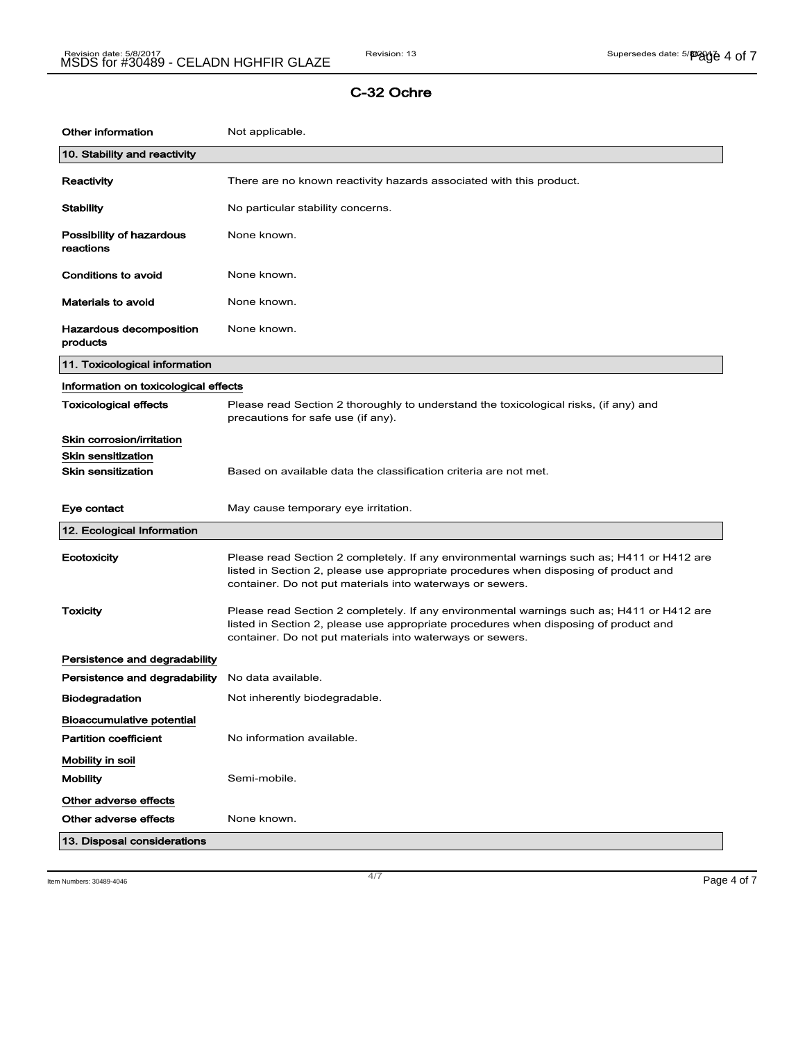## C-32 Ochre

| | |
|---|---|
| **Other information** | Not applicable. |

### 10. Stability and reactivity

| | |
|---|---|
| **Reactivity** | There are no known reactivity hazards associated with this product. |
| **Stability** | No particular stability concerns. |
| **Possibility of hazardous reactions** | None known. |
| **Conditions to avoid** | None known. |
| **Materials to avoid** | None known. |
| **Hazardous decomposition products** | None known. |

### 11. Toxicological information

**Information on toxicological effects**

| | |
|---|---|
| **Toxicological effects** | Please read Section 2 thoroughly to understand the toxicological risks, (if any) and precautions for safe use (if any). |

**Skin corrosion/irritation**

**Skin sensitization**

| | |
|---|---|
| **Skin sensitization** | Based on available data the classification criteria are not met. |
| **Eye contact** | May cause temporary eye irritation. |

### 12. Ecological Information

| | |
|---|---|
| **Ecotoxicity** | Please read Section 2 completely. If any environmental warnings such as; H411 or H412 are listed in Section 2, please use appropriate procedures when disposing of product and container. Do not put materials into waterways or sewers. |
| **Toxicity** | Please read Section 2 completely. If any environmental warnings such as; H411 or H412 are listed in Section 2, please use appropriate procedures when disposing of product and container. Do not put materials into waterways or sewers. |

**Persistence and degradability**

| | |
|---|---|
| **Persistence and degradability** | No data available. |
| **Biodegradation** | Not inherently biodegradable. |

**Bioaccumulative potential**

| | |
|---|---|
| **Partition coefficient** | No information available. |

**Mobility in soil**

| | |
|---|---|
| **Mobility** | Semi-mobile. |

**Other adverse effects**

| | |
|---|---|
| **Other adverse effects** | None known. |

### 13. Disposal considerations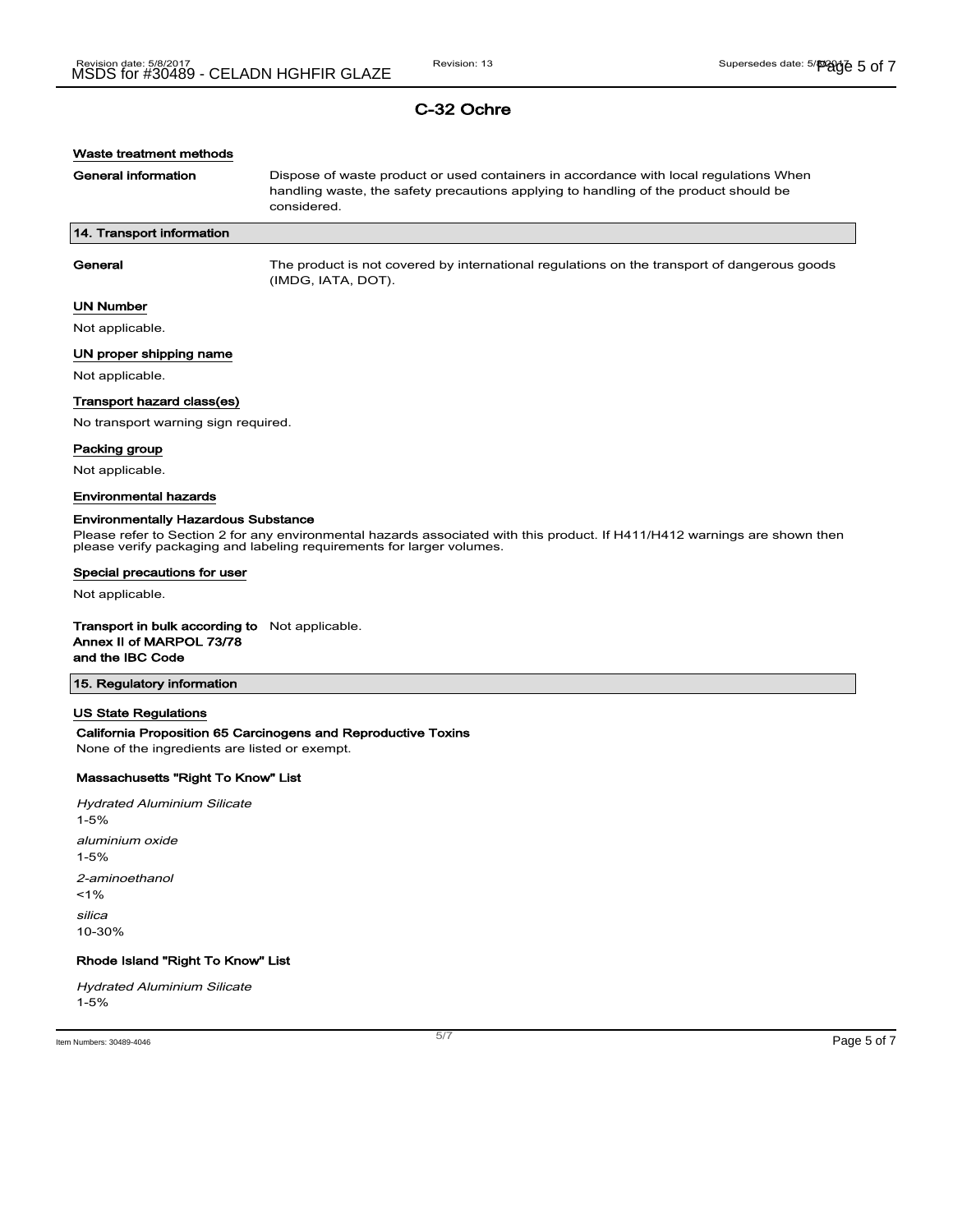## C-32 Ochre

### Waste treatment methods

**General information** Dispose of waste product or used containers in accordance with local regulations When handling waste, the safety precautions applying to handling of the product should be considered.

## 14. Transport information

**General** The product is not covered by international regulations on the transport of dangerous goods (IMDG, IATA, DOT).

### UN Number

Not applicable.

### UN proper shipping name

Not applicable.

### Transport hazard class(es)

No transport warning sign required.

### Packing group

Not applicable.

### Environmental hazards

**Environmentally Hazardous Substance**

Please refer to Section 2 for any environmental hazards associated with this product. If H411/H412 warnings are shown then please verify packaging and labeling requirements for larger volumes.

### Special precautions for user

Not applicable.

**Transport in bulk according to Annex II of MARPOL 73/78 and the IBC Code** Not applicable.

## 15. Regulatory information

### US State Regulations

**California Proposition 65 Carcinogens and Reproductive Toxins**

None of the ingredients are listed or exempt.

**Massachusetts "Right To Know" List**

*Hydrated Aluminium Silicate*
1-5%

*aluminium oxide*
1-5%

*2-aminoethanol*
<1%

*silica*
10-30%

**Rhode Island "Right To Know" List**

*Hydrated Aluminium Silicate*
1-5%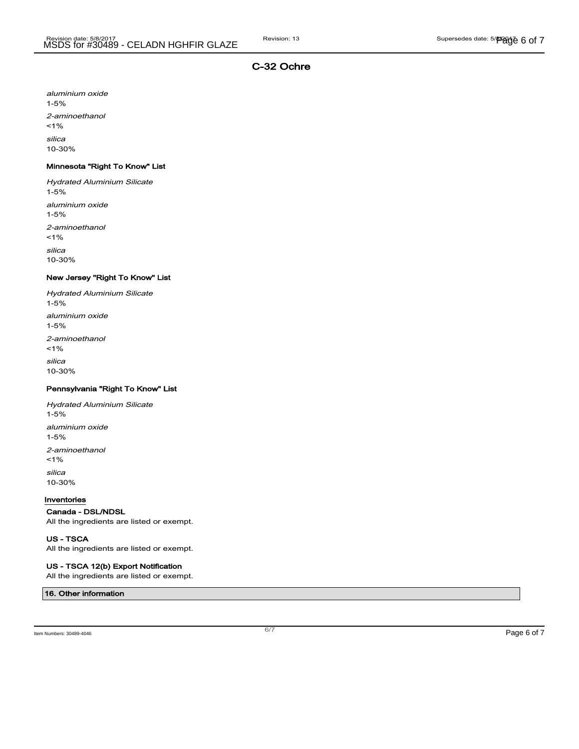## C-32 Ochre

*aluminium oxide*
1-5%

*2-aminoethanol*
<1%

*silica*
10-30%

### Minnesota "Right To Know" List

*Hydrated Aluminium Silicate*
1-5%

*aluminium oxide*
1-5%

*2-aminoethanol*
<1%

*silica*
10-30%

### New Jersey "Right To Know" List

*Hydrated Aluminium Silicate*
1-5%

*aluminium oxide*
1-5%

*2-aminoethanol*
<1%

*silica*
10-30%

### Pennsylvania "Right To Know" List

*Hydrated Aluminium Silicate*
1-5%

*aluminium oxide*
1-5%

*2-aminoethanol*
<1%

*silica*
10-30%

### Inventories

**Canada - DSL/NDSL**
All the ingredients are listed or exempt.

**US - TSCA**
All the ingredients are listed or exempt.

**US - TSCA 12(b) Export Notification**
All the ingredients are listed or exempt.

## 16. Other information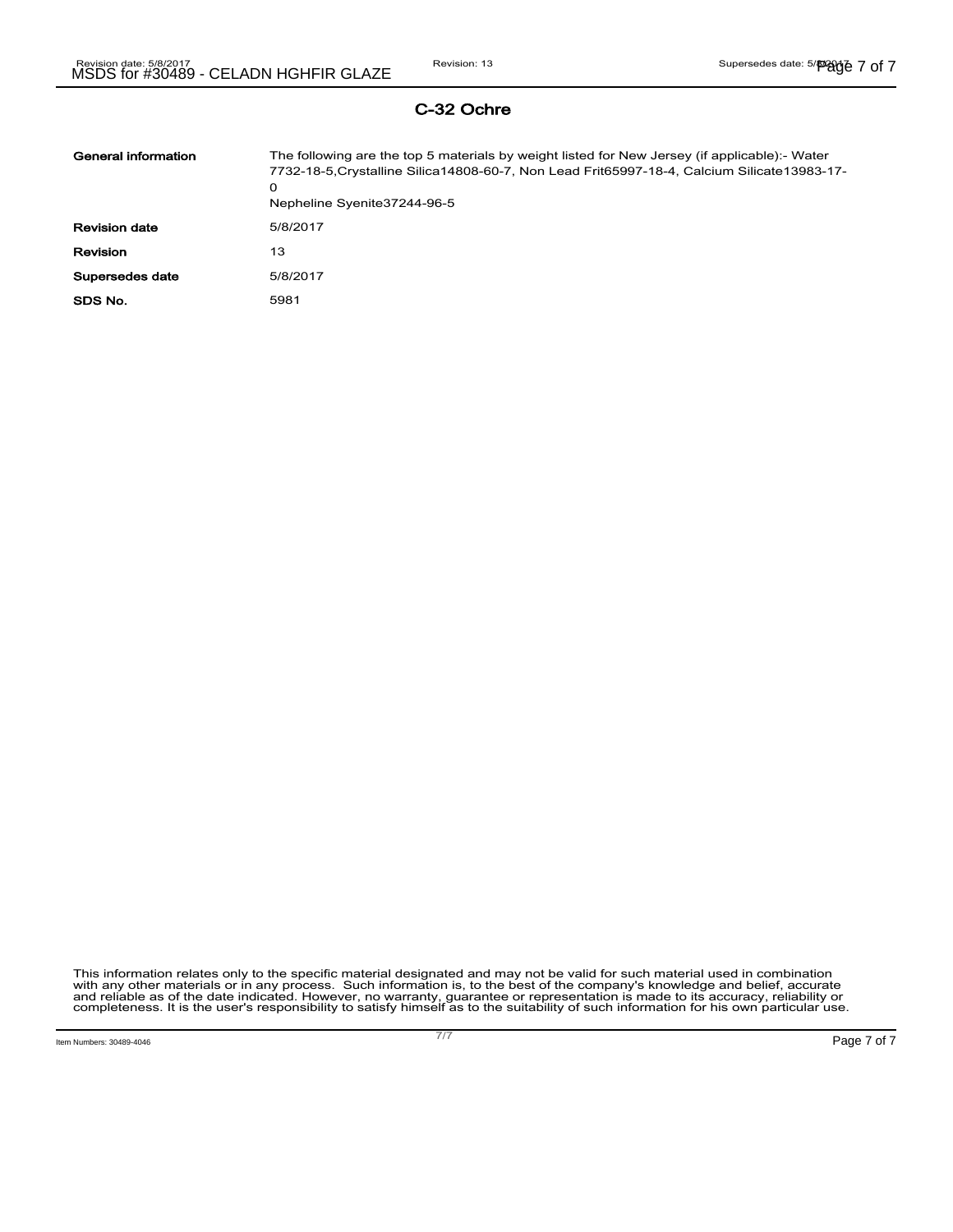## C-32 Ochre

| | |
|---|---|
| **General information** | The following are the top 5 materials by weight listed for New Jersey (if applicable):- Water 7732-18-5,Crystalline Silica14808-60-7, Non Lead Frit65997-18-4, Calcium Silicate13983-17-0<br>Nepheline Syenite37244-96-5 |
| **Revision date** | 5/8/2017 |
| **Revision** | 13 |
| **Supersedes date** | 5/8/2017 |
| **SDS No.** | 5981 |

This information relates only to the specific material designated and may not be valid for such material used in combination with any other materials or in any process. Such information is, to the best of the company's knowledge and belief, accurate and reliable as of the date indicated. However, no warranty, guarantee or representation is made to its accuracy, reliability or completeness. It is the user's responsibility to satisfy himself as to the suitability of such information for his own particular use.

Item Numbers: 30489-4046